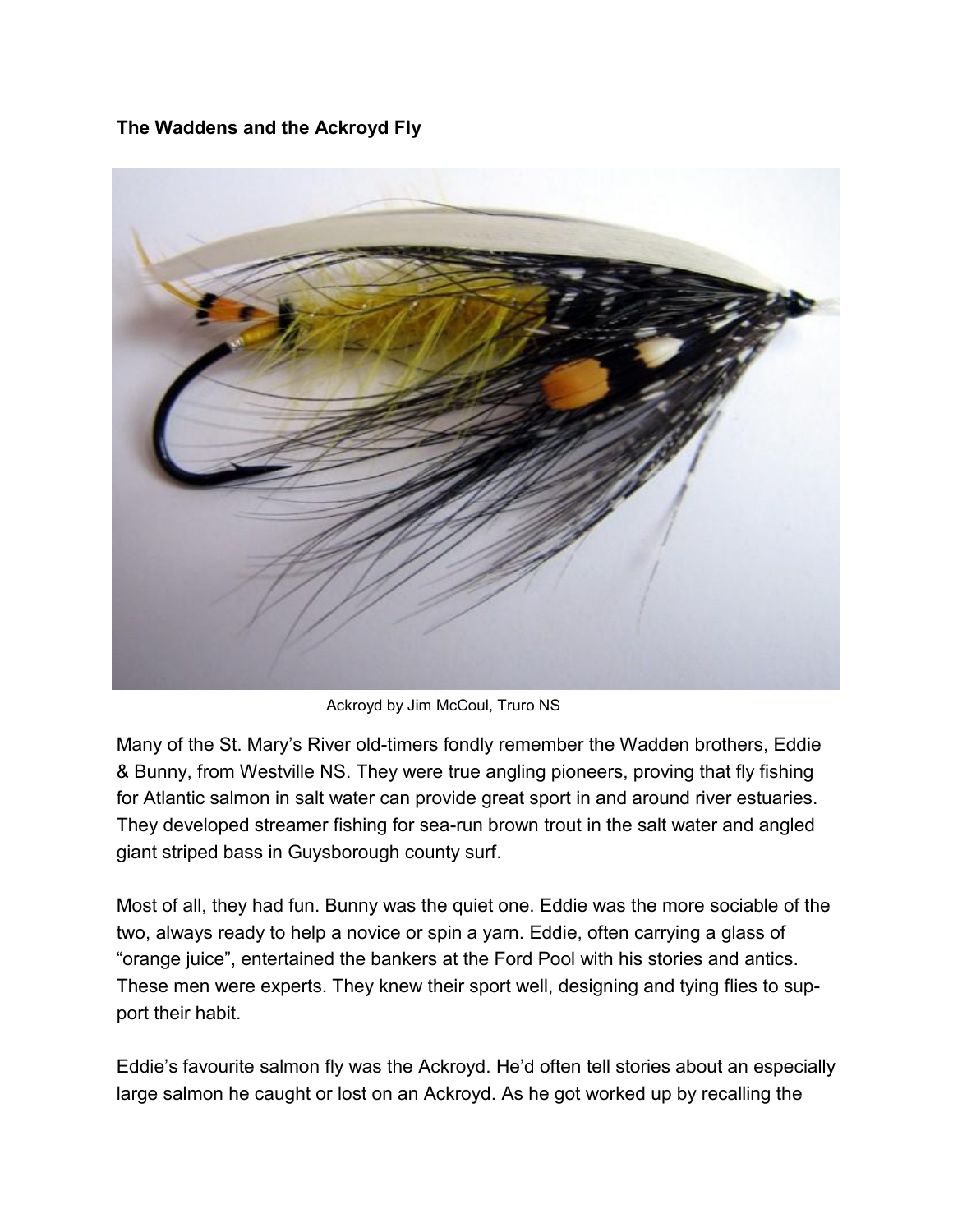**The Waddens and the Ackroyd Fly**

Ackroyd by Jim McCoul, Truro NS

Many of the St. Mary's River old-timers fondly remember the Wadden brothers, Eddie & Bunny, from Westville NS. They were true angling pioneers, proving that fly fishing for Atlantic salmon in salt water can provide great sport in and around river estuaries. They developed streamer fishing for sea-run brown trout in the salt water and angled giant striped bass in Guysborough county surf.

Most of all, they had fun. Bunny was the quiet one. Eddie was the more sociable of the two, always ready to help a novice or spin a yarn. Eddie, often carrying a glass of "orange juice", entertained the bankers at the Ford Pool with his stories and antics. These men were experts. They knew their sport well, designing and tying flies to support their habit.

Eddie's favourite salmon fly was the Ackroyd. He'd often tell stories about an especially large salmon he caught or lost on an Ackroyd. As he got worked up by recalling the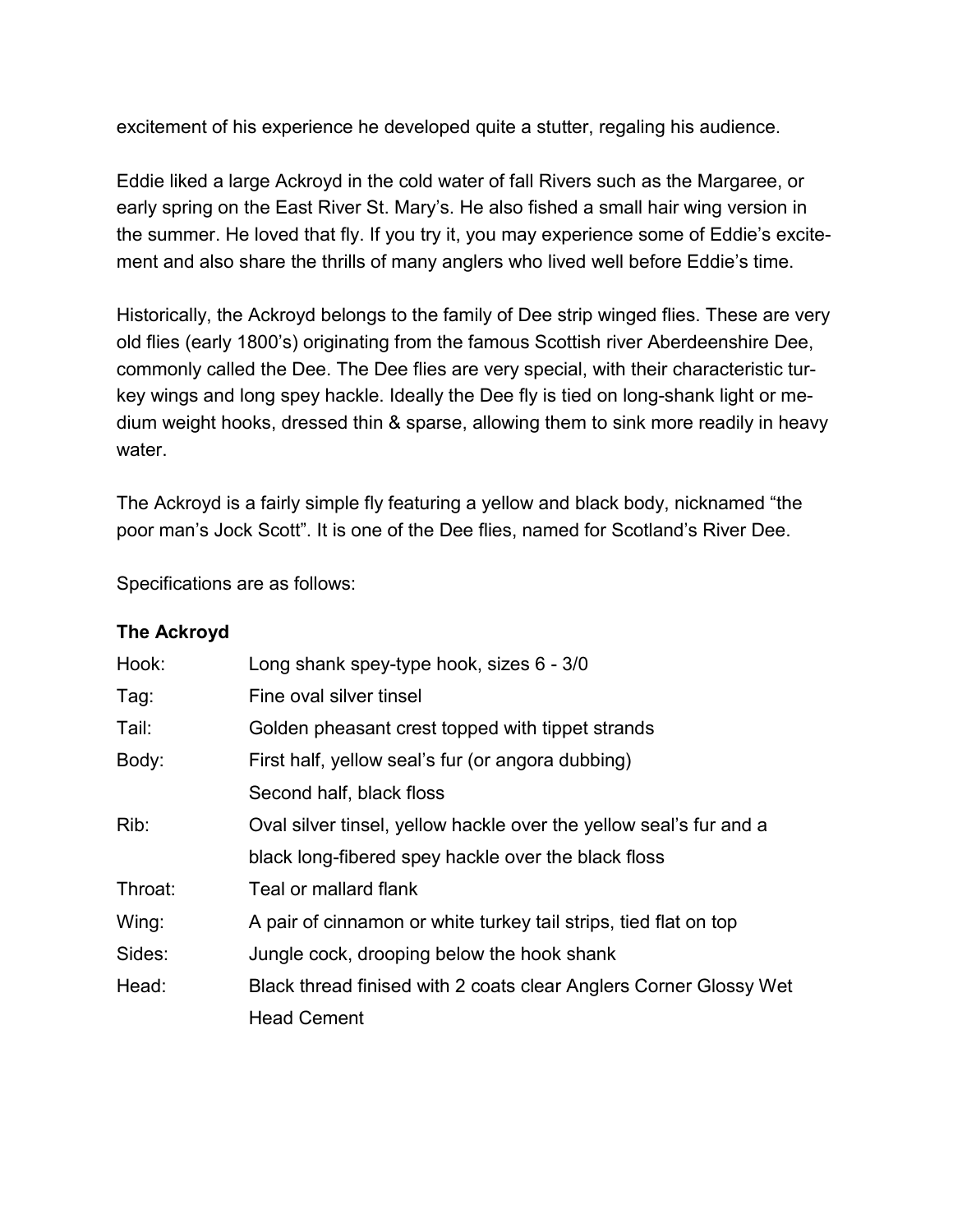excitement of his experience he developed quite a stutter, regaling his audience.

Eddie liked a large Ackroyd in the cold water of fall Rivers such as the Margaree, or early spring on the East River St. Mary's. He also fished a small hair wing version in the summer. He loved that fly. If you try it, you may experience some of Eddie's excitement and also share the thrills of many anglers who lived well before Eddie's time.

Historically, the Ackroyd belongs to the family of Dee strip winged flies. These are very old flies (early 1800's) originating from the famous Scottish river Aberdeenshire Dee, commonly called the Dee. The Dee flies are very special, with their characteristic turkey wings and long spey hackle. Ideally the Dee fly is tied on long-shank light or medium weight hooks, dressed thin & sparse, allowing them to sink more readily in heavy water.

The Ackroyd is a fairly simple fly featuring a yellow and black body, nicknamed "the poor man's Jock Scott". It is one of the Dee flies, named for Scotland's River Dee.

Specifications are as follows:

**The Ackroyd**

| | |
|---|---|
| Hook: | Long shank spey-type hook, sizes 6 - 3/0 |
| Tag: | Fine oval silver tinsel |
| Tail: | Golden pheasant crest topped with tippet strands |
| Body: | First half, yellow seal's fur (or angora dubbing)<br>Second half, black floss |
| Rib: | Oval silver tinsel, yellow hackle over the yellow seal's fur and a black long-fibered spey hackle over the black floss |
| Throat: | Teal or mallard flank |
| Wing: | A pair of cinnamon or white turkey tail strips, tied flat on top |
| Sides: | Jungle cock, drooping below the hook shank |
| Head: | Black thread finised with 2 coats clear Anglers Corner Glossy Wet Head Cement |